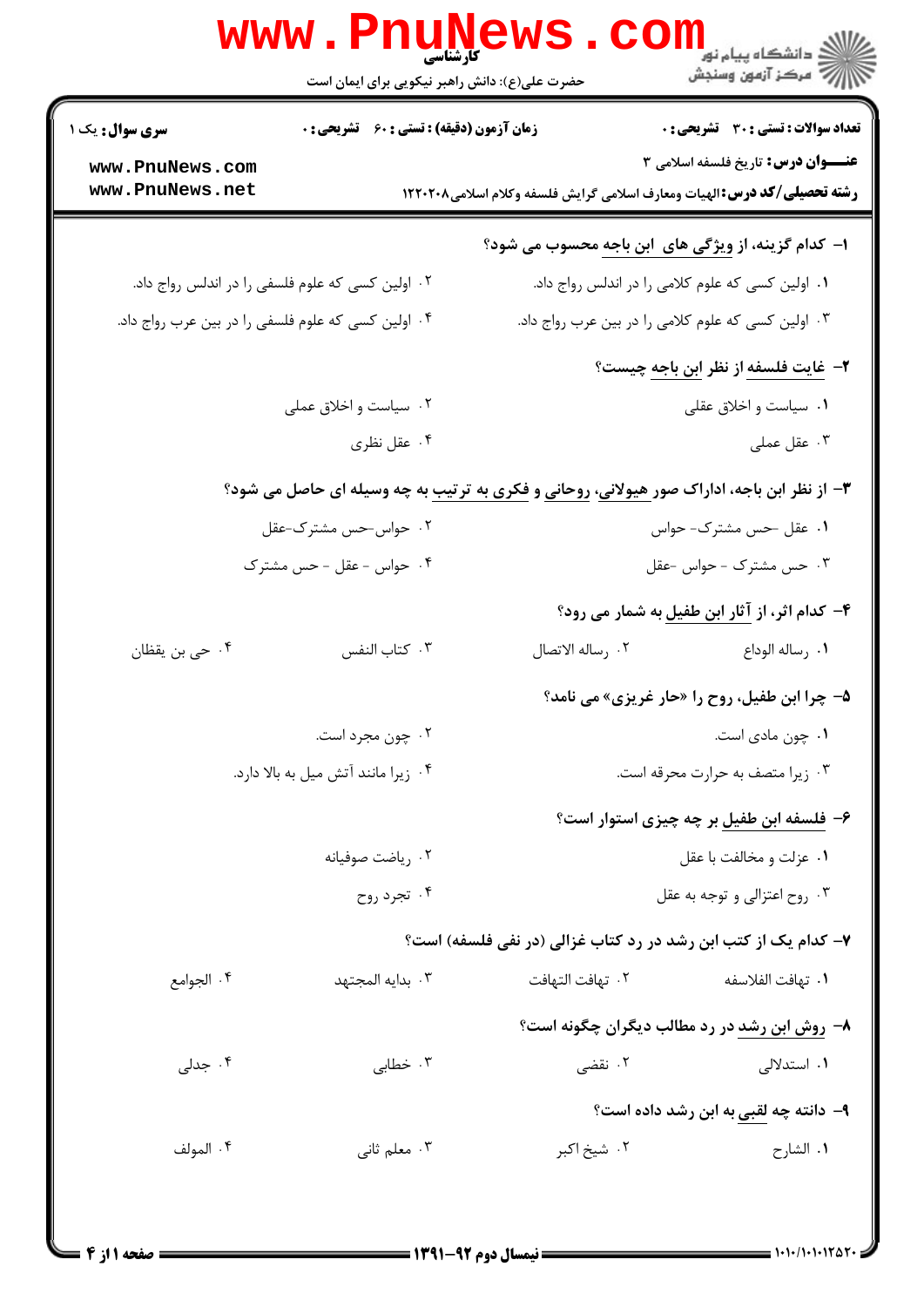کارشناسی

حضرت علی(ع): دانش راهبر نیکویی برای ایمان است

**سری سوال:** یک ۱ | **زمان آزمون (دقیقه) : تستی :** ۶۰ **تشریحی :** ۰ | **تعداد سوالات : تستی :** ۳۰ **تشریحی :** ۰

**عنـــوان درس:** تاریخ فلسفه اسلامی ۳

**رشته تحصیلی/کد درس:** الهیات ومعارف اسلامی گرایش فلسفه وکلام اسلامی۱۲۲۰۲۰۸

۱- کدام گزینه، از ویژگی های ابن باجه محسوب می شود؟

۱. اولین کسی که علوم کلامی را در اندلس رواج داد.

۲. اولین کسی که علوم فلسفی را در اندلس رواج داد.

۳. اولین کسی که علوم کلامی را در بین عرب رواج داد.

۴. اولین کسی که علوم فلسفی را در بین عرب رواج داد.

۲- غایت فلسفه از نظر ابن باجه چیست؟

۱. سیاست و اخلاق عقلی

۲. سیاست و اخلاق عملی

۳. عقل عملی

۴. عقل نظری

۳- از نظر ابن باجه، ادراک صور هیولانی، روحانی و فکری به ترتیب به چه وسیله ای حاصل می شود؟

۱. عقل –حس مشترک- حواس

۲. حواس–حس مشترک–عقل

۳. حس مشترک - حواس -عقل

۴. حواس - عقل - حس مشترک

۴- کدام اثر، از آثار ابن طفیل به شمار می رود؟

۱. رساله الوداع

۲. رساله الاتصال

۳. کتاب النفس

۴. حی بن یقظان

۵- چرا ابن طفیل، روح را «حار غریزی» می نامد؟

۱. چون مادی است.

۲. چون مجرد است.

۳. زیرا متصف به حرارت محرقه است.

۴. زیرا مانند آتش میل به بالا دارد.

۶- فلسفه ابن طفیل بر چه چیزی استوار است؟

۱. عزلت و مخالفت با عقل

۲. ریاضت صوفیانه

۳. روح اعتزالی و توجه به عقل

۴. تجرد روح

۷- کدام یک از کتب ابن رشد در رد کتاب غزالی (در نفی فلسفه) است؟

۱. تهافت الفلاسفه

۲. تهافت التهافت

۳. بدایه المجتهد

۴. الجوامع

۸- روش ابن رشد در رد مطالب دیگران چگونه است؟

۱. استدلالی

۲. نقضی

۳. خطابی

۴. جدلی

۹- دانته چه لقبی به ابن رشد داده است؟

۱. الشارح

۲. شیخ اکبر

۳. معلم ثانی

۴. المولف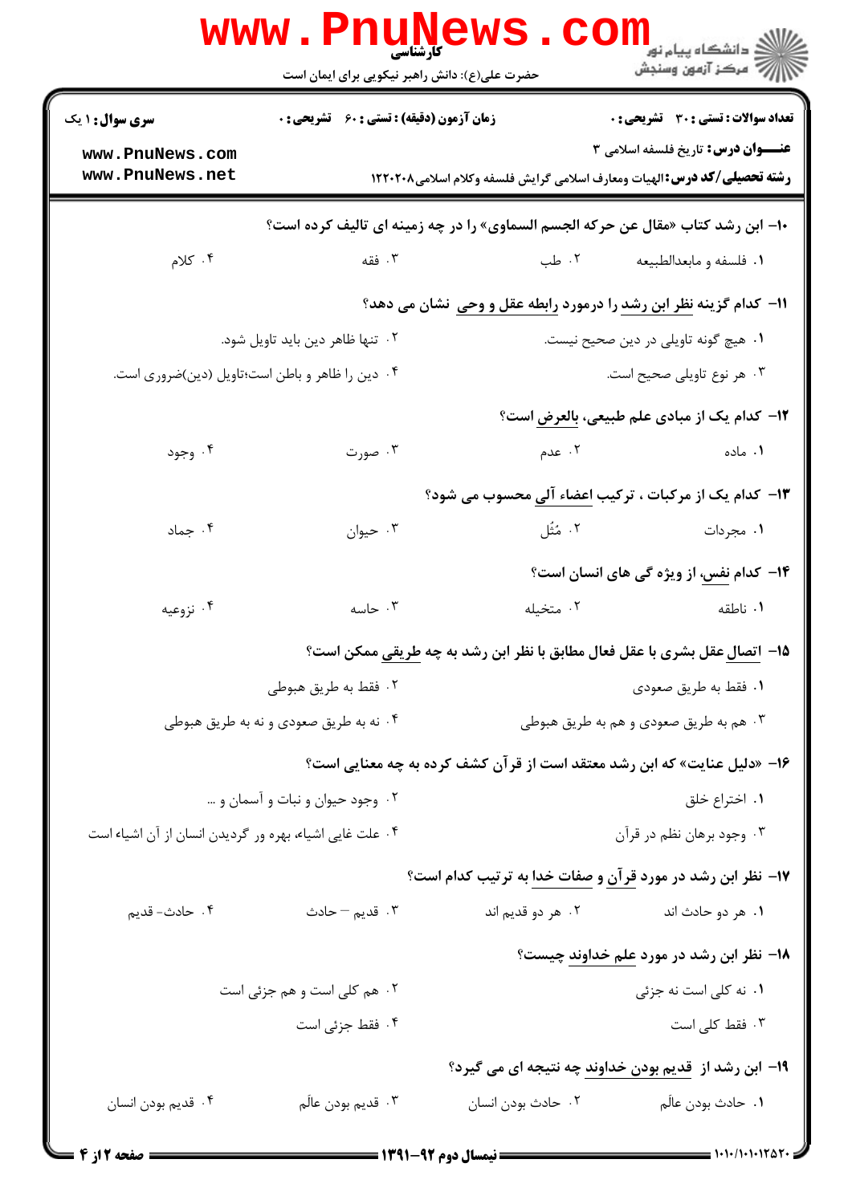۱۰- ابن رشد کتاب «مقال عن حرکه الجسم السماوی» را در چه زمینه ای تالیف کرده است؟

۱. فلسفه و مابعدالطبیعه ۲. طب ۳. فقه ۴. کلام

۱۱- کدام گزینه نظر ابن رشد را درمورد رابطه عقل و وحی نشان می دهد؟

۱. هیچ گونه تاویلی در دین صحیح نیست.
۲. تنها ظاهر دین باید تاویل شود.
۳. هر نوع تاویلی صحیح است.
۴. دین را ظاهر و باطن است؛تاویل (دین)ضروری است.

۱۲- کدام یک از مبادی علم طبیعی، بالعرض است؟

۱. ماده ۲. عدم ۳. صورت ۴. وجود

۱۳- کدام یک از مرکبات ، ترکیب اعضاء آلی محسوب می شود؟

۱. مجردات ۲. مُثُل ۳. حیوان ۴. جماد

۱۴- کدام نفس، از ویژه گی های انسان است؟

۱. ناطقه ۲. متخیله ۳. حاسه ۴. نزوعیه

۱۵- اتصال عقل بشری با عقل فعال مطابق با نظر ابن رشد به چه طریقی ممکن است؟

۱. فقط به طریق صعودی
۲. فقط به طریق هبوطی
۳. هم به طریق صعودی و هم به طریق هبوطی
۴. نه به طریق صعودی و نه به طریق هبوطی

۱۶- «دلیل عنایت» که ابن رشد معتقد است از قرآن کشف کرده به چه معنایی است؟

۱. اختراع خلق
۲. وجود حیوان و نبات و آسمان و ...
۳. وجود برهان نظم در قرآن
۴. علت غایی اشیاء، بهره ور گردیدن انسان از آن اشیاء است

۱۷- نظر ابن رشد در مورد قرآن و صفات خدا به ترتیب کدام است؟

۱. هر دو حادث اند ۲. هر دو قدیم اند ۳. قدیم – حادث ۴. حادث- قدیم

۱۸- نظر ابن رشد در مورد علم خداوند چیست؟

۱. نه کلی است نه جزئی
۲. هم کلی است و هم جزئی است
۳. فقط کلی است
۴. فقط جزئی است

۱۹- ابن رشد از قدیم بودن خداوند چه نتیجه ای می گیرد؟

۱. حادث بودن عالَم ۲. حادث بودن انسان ۳. قدیم بودن عالَم ۴. قدیم بودن انسان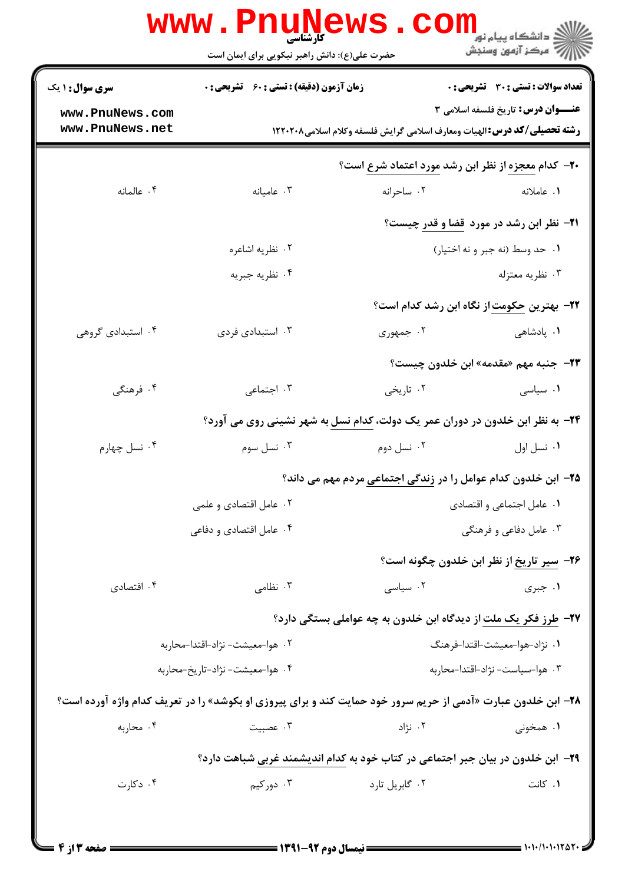**سری سؤال:** ۱ یک | **زمان آزمون (دقیقه) : تستی :** ۶۰ **تشریحی :** ۰ | **تعداد سوالات : تستی :** ۳۰ **تشریحی :** ۰

**عنـــوان درس:** تاریخ فلسفه اسلامی ۳

**رشته تحصیلی/کد درس:** الهیات ومعارف اسلامی گرایش فلسفه وکلام اسلامی۱۲۲۰۲۰۸

۲۰- کدام معجزه از نظر ابن رشد مورد اعتماد شرع است؟

۱. عاملانه ۲. ساحرانه ۳. عامیانه ۴. عالمانه

۲۱- نظر ابن رشد در مورد قضا و قدر چیست؟

۱. حد وسط (نه جبر و نه اختیار)
۲. نظریه اشاعره
۳. نظریه معتزله
۴. نظریه جبریه

۲۲- بهترین حکومت از نگاه ابن رشد کدام است؟

۱. پادشاهی ۲. جمهوری ۳. استبدادی فردی ۴. استبدادی گروهی

۲۳- جنبه مهم «مقدمه» ابن خلدون چیست؟

۱. سیاسی ۲. تاریخی ۳. اجتماعی ۴. فرهنگی

۲۴- به نظر ابن خلدون در دوران عمر یک دولت، کدام نسل به شهر نشینی روی می آورد؟

۱. نسل اول ۲. نسل دوم ۳. نسل سوم ۴. نسل چهارم

۲۵- ابن خلدون کدام عوامل را در زندگی اجتماعی مردم مهم می داند؟

۱. عامل اجتماعی و اقتصادی
۲. عامل اقتصادی و علمی
۳. عامل دفاعی و فرهنگی
۴. عامل اقتصادی و دفاعی

۲۶- سیر تاریخ از نظر ابن خلدون چگونه است؟

۱. جبری ۲. سیاسی ۳. نظامی ۴. اقتصادی

۲۷- طرز فکر یک ملت از دیدگاه ابن خلدون به چه عواملی بستگی دارد؟

۱. نژاد-هوا-معیشت-اقتدا-فرهنگ
۲. هوا-معیشت- نژاد-اقتدا-محاربه
۳. هوا-سیاست- نژاد-اقتدا-محاربه
۴. هوا-معیشت- نژاد-تاریخ-محاربه

۲۸- ابن خلدون عبارت «آدمی از حریم سرور خود حمایت کند و برای پیروزی او بکوشد» را در تعریف کدام واژه آورده است؟

۱. همخونی ۲. نژاد ۳. عصبیت ۴. محاربه

۲۹- ابن خلدون در بیان جبر اجتماعی در کتاب خود به کدام اندیشمند غربی شباهت دارد؟

۱. کانت ۲. گابریل تارد ۳. دورکیم ۴. دکارت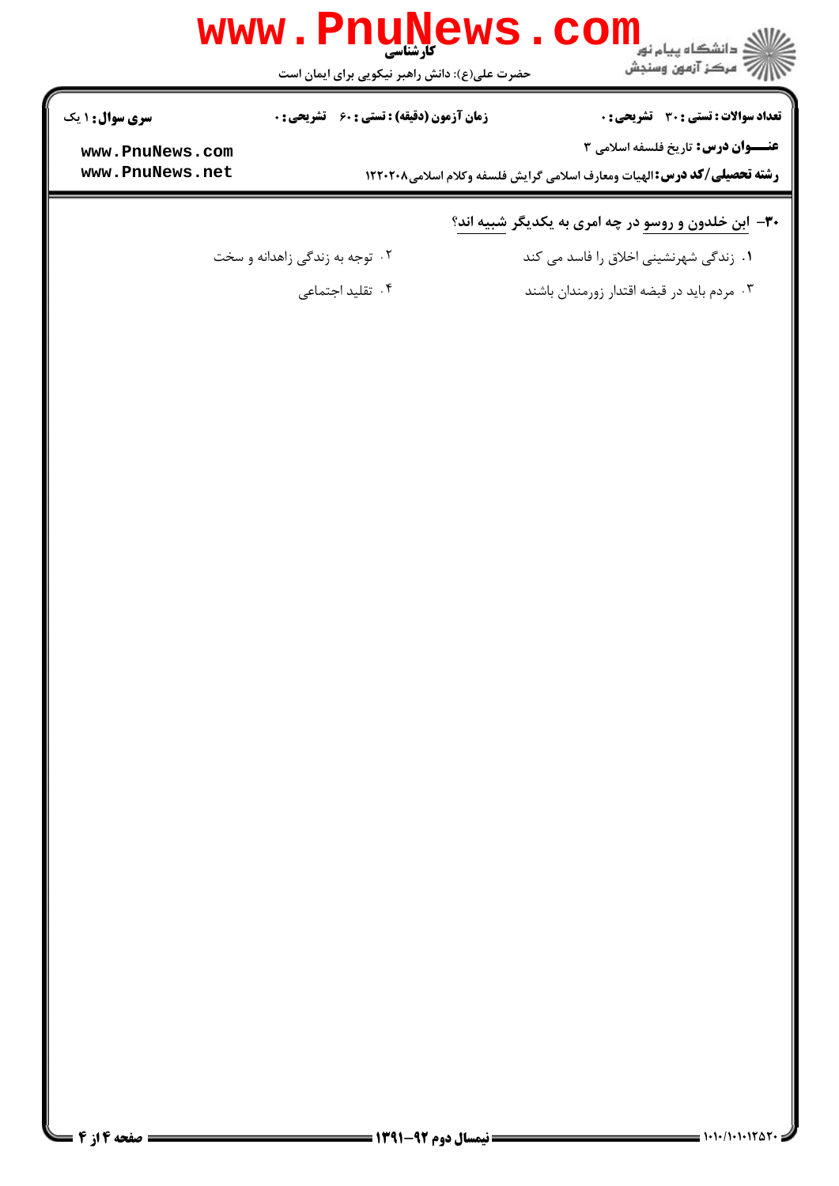**۳۰- ابن خلدون و روسو در چه امری به یکدیگر شبیه اند؟**

۱. زندگی شهرنشینی اخلاق را فاسد می کند

۲. توجه به زندگی زاهدانه و سخت

۳. مردم باید در قبضه اقتدار زورمندان باشند

۴. تقلید اجتماعی